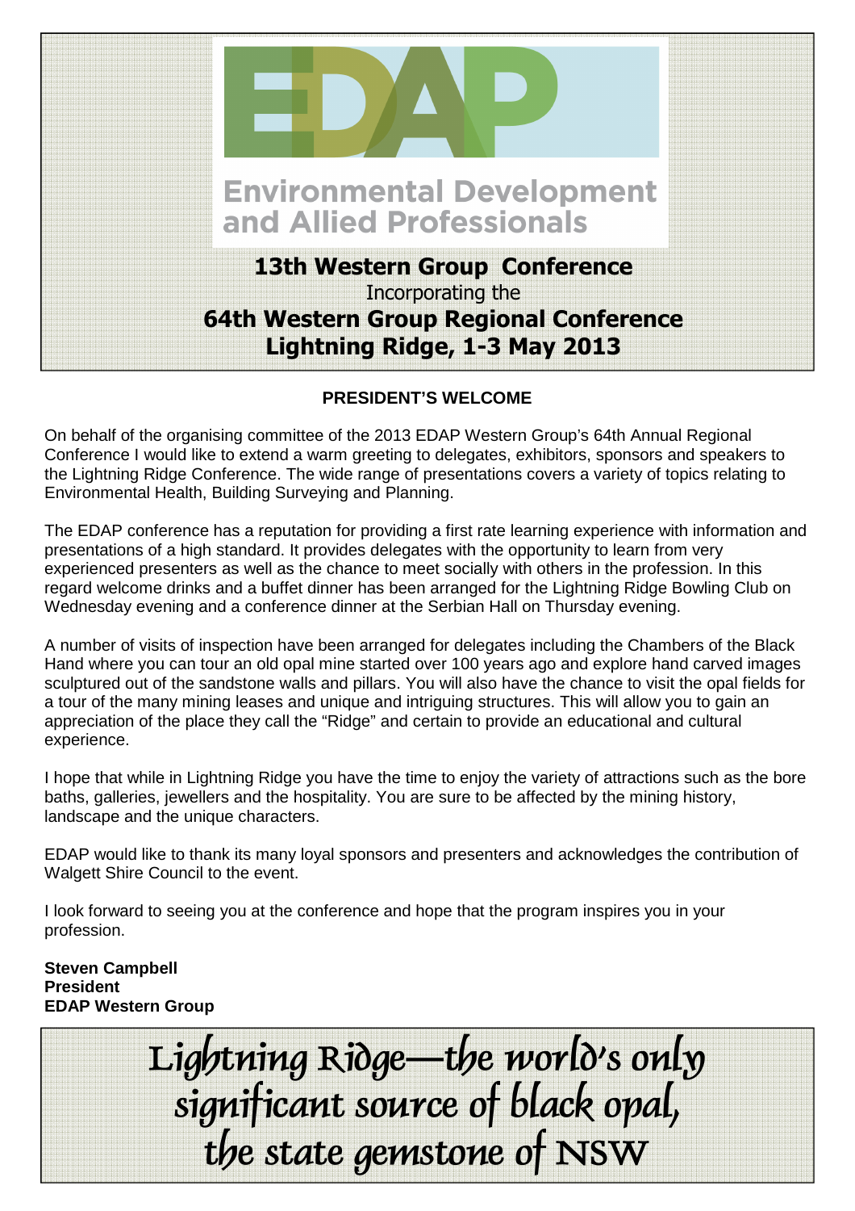# EDAP

## Environmental Development and Allied Professionals

**13th Western Group Conference**

Incorporating the

**64th Western Group Regional Conference**

**Lightning Ridge, 1-3 May 2013**

### PRESIDENT'S WELCOME

On behalf of the organising committee of the 2013 EDAP Western Group's 64th Annual Regional Conference I would like to extend a warm greeting to delegates, exhibitors, sponsors and speakers to the Lightning Ridge Conference. The wide range of presentations covers a variety of topics relating to Environmental Health, Building Surveying and Planning.

The EDAP conference has a reputation for providing a first rate learning experience with information and presentations of a high standard. It provides delegates with the opportunity to learn from very experienced presenters as well as the chance to meet socially with others in the profession. In this regard welcome drinks and a buffet dinner has been arranged for the Lightning Ridge Bowling Club on Wednesday evening and a conference dinner at the Serbian Hall on Thursday evening.

A number of visits of inspection have been arranged for delegates including the Chambers of the Black Hand where you can tour an old opal mine started over 100 years ago and explore hand carved images sculptured out of the sandstone walls and pillars. You will also have the chance to visit the opal fields for a tour of the many mining leases and unique and intriguing structures. This will allow you to gain an appreciation of the place they call the "Ridge" and certain to provide an educational and cultural experience.

I hope that while in Lightning Ridge you have the time to enjoy the variety of attractions such as the bore baths, galleries, jewellers and the hospitality. You are sure to be affected by the mining history, landscape and the unique characters.

EDAP would like to thank its many loyal sponsors and presenters and acknowledges the contribution of Walgett Shire Council to the event.

I look forward to seeing you at the conference and hope that the program inspires you in your profession.

**Steven Campbell**
**President**
**EDAP Western Group**

*Lightning Ridge—the world's only significant source of black opal, the state gemstone of NSW*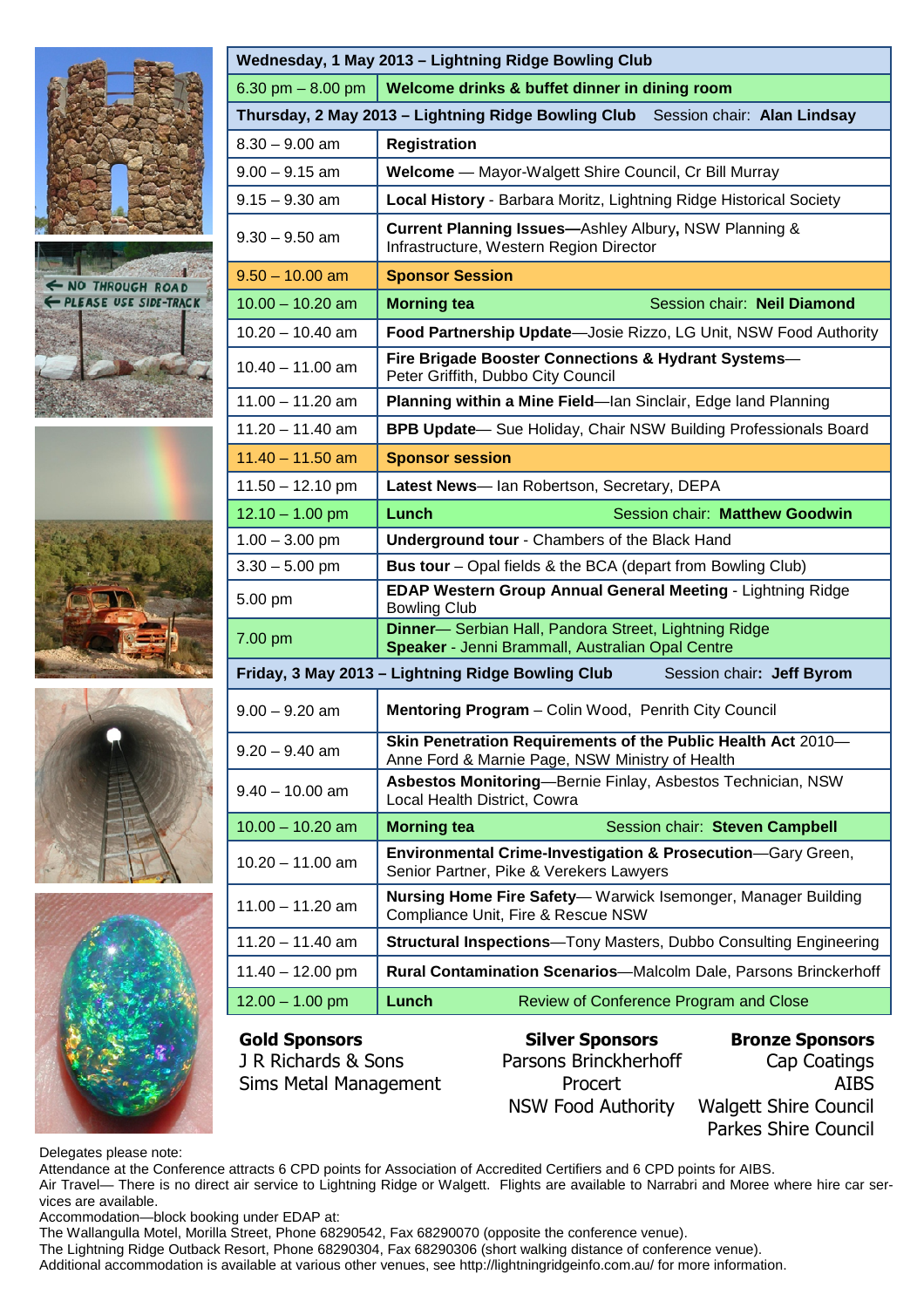| | |
|---|---|
| **Wednesday, 1 May 2013 – Lightning Ridge Bowling Club** | |
| 6.30 pm – 8.00 pm | **Welcome drinks & buffet dinner in dining room** |
| **Thursday, 2 May 2013 – Lightning Ridge Bowling Club** Session chair: **Alan Lindsay** | |
| 8.30 – 9.00 am | **Registration** |
| 9.00 – 9.15 am | **Welcome** — Mayor-Walgett Shire Council, Cr Bill Murray |
| 9.15 – 9.30 am | **Local History** - Barbara Moritz, Lightning Ridge Historical Society |
| 9.30 – 9.50 am | **Current Planning Issues—**Ashley Albury, NSW Planning & Infrastructure, Western Region Director |
| 9.50 – 10.00 am | **Sponsor Session** |
| 10.00 – 10.20 am | **Morning tea** Session chair: **Neil Diamond** |
| 10.20 – 10.40 am | **Food Partnership Update**—Josie Rizzo, LG Unit, NSW Food Authority |
| 10.40 – 11.00 am | **Fire Brigade Booster Connections & Hydrant Systems**— Peter Griffith, Dubbo City Council |
| 11.00 – 11.20 am | **Planning within a Mine Field**—Ian Sinclair, Edge land Planning |
| 11.20 – 11.40 am | **BPB Update**— Sue Holiday, Chair NSW Building Professionals Board |
| 11.40 – 11.50 am | **Sponsor session** |
| 11.50 – 12.10 pm | **Latest News**— Ian Robertson, Secretary, DEPA |
| 12.10 – 1.00 pm | **Lunch** Session chair: **Matthew Goodwin** |
| 1.00 – 3.00 pm | **Underground tour** - Chambers of the Black Hand |
| 3.30 – 5.00 pm | **Bus tour** – Opal fields & the BCA (depart from Bowling Club) |
| 5.00 pm | **EDAP Western Group Annual General Meeting** - Lightning Ridge Bowling Club |
| 7.00 pm | **Dinner**— Serbian Hall, Pandora Street, Lightning Ridge<br>**Speaker** - Jenni Brammall, Australian Opal Centre |
| **Friday, 3 May 2013 – Lightning Ridge Bowling Club** Session chair**: Jeff Byrom** | |
| 9.00 – 9.20 am | **Mentoring Program** – Colin Wood, Penrith City Council |
| 9.20 – 9.40 am | **Skin Penetration Requirements of the Public Health Act** 2010— Anne Ford & Marnie Page, NSW Ministry of Health |
| 9.40 – 10.00 am | **Asbestos Monitoring**—Bernie Finlay, Asbestos Technician, NSW Local Health District, Cowra |
| 10.00 – 10.20 am | **Morning tea** Session chair: **Steven Campbell** |
| 10.20 – 11.00 am | **Environmental Crime-Investigation & Prosecution**—Gary Green, Senior Partner, Pike & Verekers Lawyers |
| 11.00 – 11.20 am | **Nursing Home Fire Safety**— Warwick Isemonger, Manager Building Compliance Unit, Fire & Rescue NSW |
| 11.20 – 11.40 am | **Structural Inspections**—Tony Masters, Dubbo Consulting Engineering |
| 11.40 – 12.00 pm | **Rural Contamination Scenarios**—Malcolm Dale, Parsons Brinckerhoff |
| 12.00 – 1.00 pm | **Lunch** Review of Conference Program and Close |

**Gold Sponsors**
J R Richards & Sons
Sims Metal Management

**Silver Sponsors**
Parsons Brinckherhoff
Procert
NSW Food Authority

**Bronze Sponsors**
Cap Coatings
AIBS
Walgett Shire Council
Parkes Shire Council

Delegates please note:
Attendance at the Conference attracts 6 CPD points for Association of Accredited Certifiers and 6 CPD points for AIBS.
Air Travel— There is no direct air service to Lightning Ridge or Walgett. Flights are available to Narrabri and Moree where hire car services are available.
Accommodation—block booking under EDAP at:
The Wallangulla Motel, Morilla Street, Phone 68290542, Fax 68290070 (opposite the conference venue).
The Lightning Ridge Outback Resort, Phone 68290304, Fax 68290306 (short walking distance of conference venue).
Additional accommodation is available at various other venues, see http://lightningridgeinfo.com.au/ for more information.